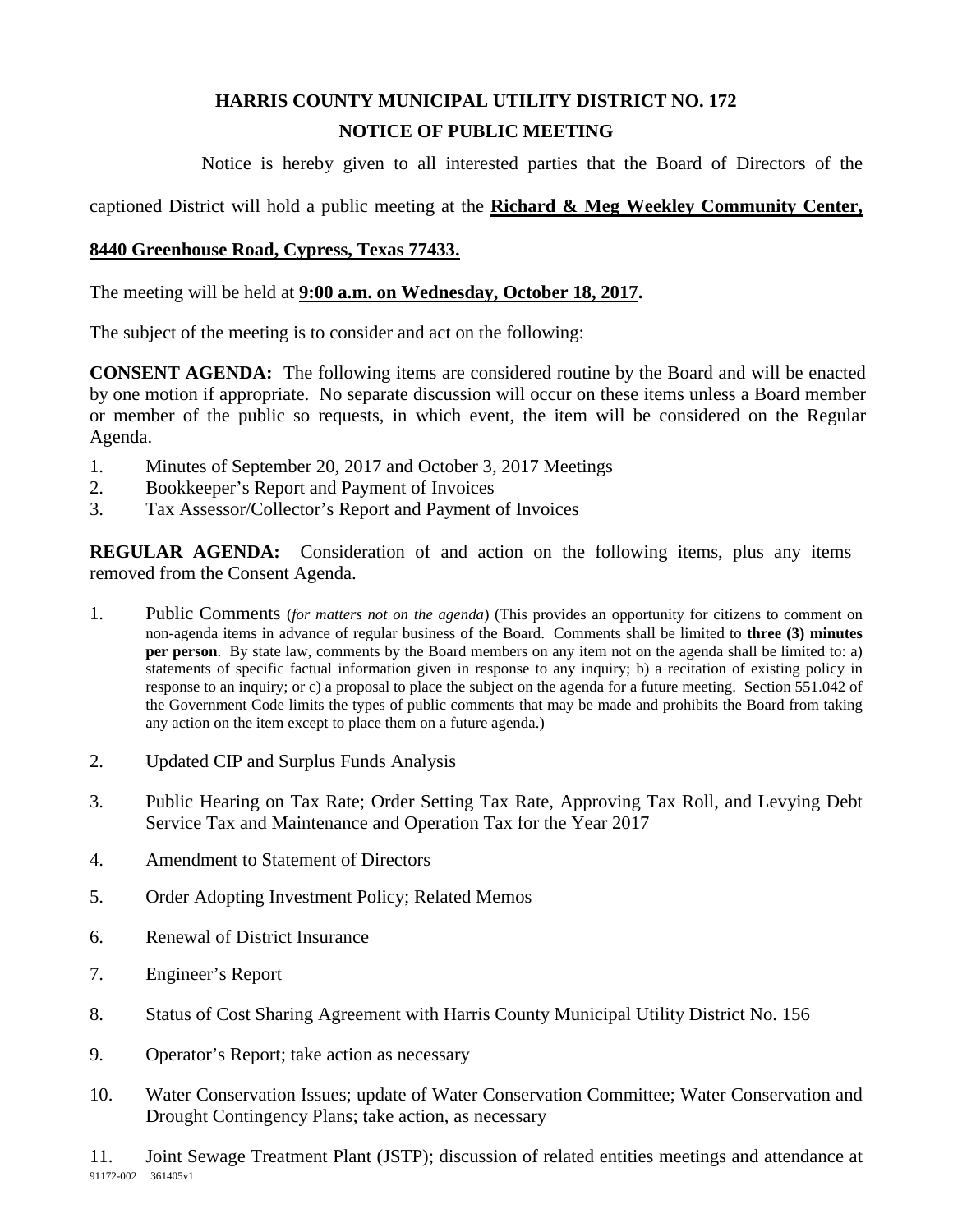# HARRIS COUNTY MUNICIPAL UTILITY DISTRICT NO. 172

## NOTICE OF PUBLIC MEETING

Notice is hereby given to all interested parties that the Board of Directors of the captioned District will hold a public meeting at the **Richard & Meg Weekley Community Center, 8440 Greenhouse Road, Cypress, Texas 77433.**

The meeting will be held at **9:00 a.m. on Wednesday, October 18, 2017**.

The subject of the meeting is to consider and act on the following:

**CONSENT AGENDA:** The following items are considered routine by the Board and will be enacted by one motion if appropriate. No separate discussion will occur on these items unless a Board member or member of the public so requests, in which event, the item will be considered on the Regular Agenda.

1. Minutes of September 20, 2017 and October 3, 2017 Meetings
2. Bookkeeper's Report and Payment of Invoices
3. Tax Assessor/Collector's Report and Payment of Invoices

**REGULAR AGENDA:** Consideration of and action on the following items, plus any items removed from the Consent Agenda.

1. Public Comments (*for matters not on the agenda*) (This provides an opportunity for citizens to comment on non-agenda items in advance of regular business of the Board. Comments shall be limited to **three (3) minutes per person**. By state law, comments by the Board members on any item not on the agenda shall be limited to: a) statements of specific factual information given in response to any inquiry; b) a recitation of existing policy in response to an inquiry; or c) a proposal to place the subject on the agenda for a future meeting. Section 551.042 of the Government Code limits the types of public comments that may be made and prohibits the Board from taking any action on the item except to place them on a future agenda.)

2. Updated CIP and Surplus Funds Analysis

3. Public Hearing on Tax Rate; Order Setting Tax Rate, Approving Tax Roll, and Levying Debt Service Tax and Maintenance and Operation Tax for the Year 2017

4. Amendment to Statement of Directors

5. Order Adopting Investment Policy; Related Memos

6. Renewal of District Insurance

7. Engineer's Report

8. Status of Cost Sharing Agreement with Harris County Municipal Utility District No. 156

9. Operator's Report; take action as necessary

10. Water Conservation Issues; update of Water Conservation Committee; Water Conservation and Drought Contingency Plans; take action, as necessary

11. Joint Sewage Treatment Plant (JSTP); discussion of related entities meetings and attendance at

91172-002 361405v1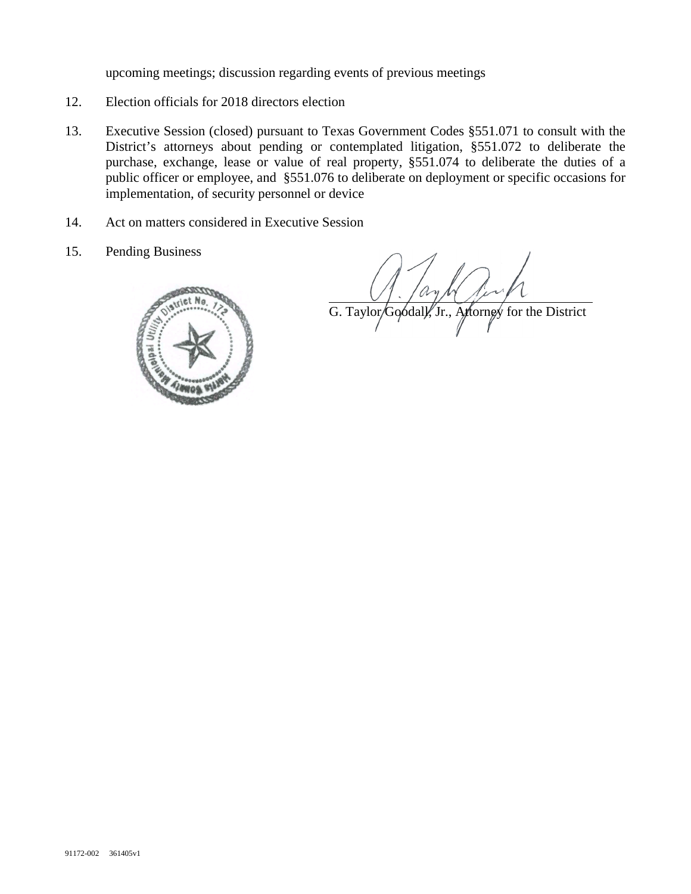upcoming meetings; discussion regarding events of previous meetings

12. Election officials for 2018 directors election

13. Executive Session (closed) pursuant to Texas Government Codes §551.071 to consult with the District's attorneys about pending or contemplated litigation, §551.072 to deliberate the purchase, exchange, lease or value of real property, §551.074 to deliberate the duties of a public officer or employee, and §551.076 to deliberate on deployment or specific occasions for implementation, of security personnel or device

14. Act on matters considered in Executive Session

15. Pending Business

G. Taylor Goodall, Jr., Attorney for the District

91172-002 361405v1